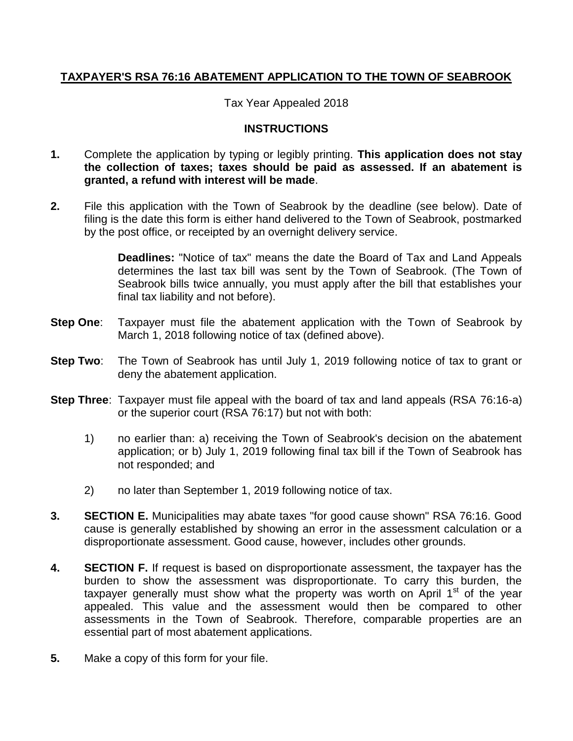# **TAXPAYER'S RSA 76:16 ABATEMENT APPLICATION TO THE TOWN OF SEABROOK**

Tax Year Appealed 2018

## **INSTRUCTIONS**

**1.** Complete the application by typing or legibly printing. **This application does not stay the collection of taxes; taxes should be paid as assessed. If an abatement is granted, a refund with interest will be made**.

**2.** File this application with the Town of Seabrook by the deadline (see below). Date of filing is the date this form is either hand delivered to the Town of Seabrook, postmarked by the post office, or receipted by an overnight delivery service.

> **Deadlines:** "Notice of tax" means the date the Board of Tax and Land Appeals determines the last tax bill was sent by the Town of Seabrook. (The Town of Seabrook bills twice annually, you must apply after the bill that establishes your final tax liability and not before).

**Step One**: Taxpayer must file the abatement application with the Town of Seabrook by March 1, 2018 following notice of tax (defined above).

**Step Two**: The Town of Seabrook has until July 1, 2019 following notice of tax to grant or deny the abatement application.

**Step Three**: Taxpayer must file appeal with the board of tax and land appeals (RSA 76:16-a) or the superior court (RSA 76:17) but not with both:

1) no earlier than: a) receiving the Town of Seabrook's decision on the abatement application; or b) July 1, 2019 following final tax bill if the Town of Seabrook has not responded; and

2) no later than September 1, 2019 following notice of tax.

**3.** **SECTION E.** Municipalities may abate taxes "for good cause shown" RSA 76:16. Good cause is generally established by showing an error in the assessment calculation or a disproportionate assessment. Good cause, however, includes other grounds.

**4.** **SECTION F.** If request is based on disproportionate assessment, the taxpayer has the burden to show the assessment was disproportionate. To carry this burden, the taxpayer generally must show what the property was worth on April 1st of the year appealed. This value and the assessment would then be compared to other assessments in the Town of Seabrook. Therefore, comparable properties are an essential part of most abatement applications.

**5.** Make a copy of this form for your file.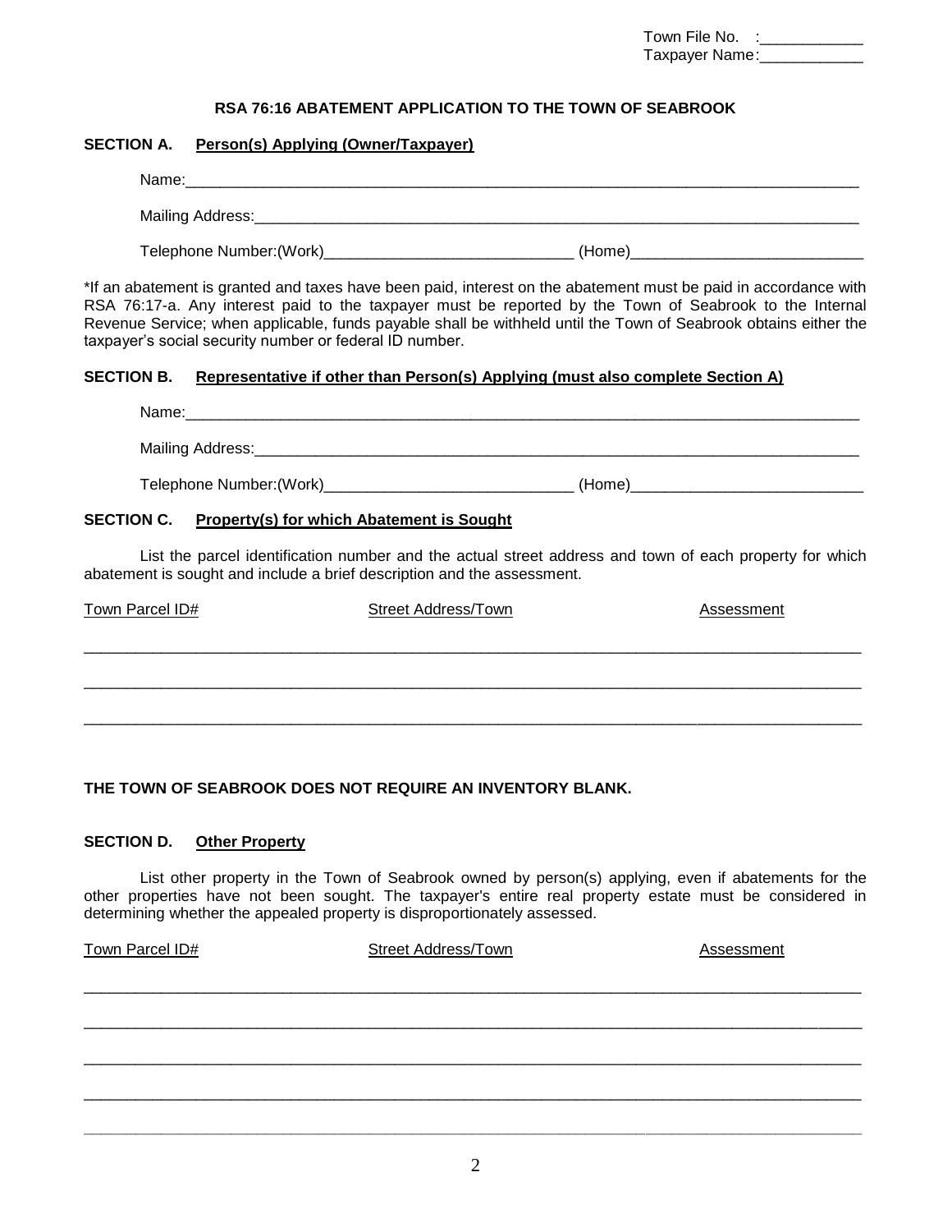Town File No. :\_\_\_\_\_\_\_\_\_\_\_\_
Taxpayer Name:\_\_\_\_\_\_\_\_\_\_\_\_

## RSA 76:16 ABATEMENT APPLICATION TO THE TOWN OF SEABROOK

### SECTION A. Person(s) Applying (Owner/Taxpayer)

Name:\_\_\_\_\_\_\_\_\_\_\_\_\_\_\_\_\_\_\_\_\_\_\_\_\_\_\_\_\_\_\_\_\_\_\_\_\_\_\_\_\_\_\_\_\_\_\_\_\_\_\_\_\_\_\_\_\_\_\_\_\_\_\_\_\_\_\_\_\_\_\_\_\_\_

Mailing Address:\_\_\_\_\_\_\_\_\_\_\_\_\_\_\_\_\_\_\_\_\_\_\_\_\_\_\_\_\_\_\_\_\_\_\_\_\_\_\_\_\_\_\_\_\_\_\_\_\_\_\_\_\_\_\_\_\_\_\_\_\_\_\_\_\_

Telephone Number:(Work)\_\_\_\_\_\_\_\_\_\_\_\_\_\_\_\_\_\_\_\_\_\_\_\_\_\_\_\_ (Home)\_\_\_\_\_\_\_\_\_\_\_\_\_\_\_\_\_\_\_\_\_\_\_\_\_\_

*If an abatement is granted and taxes have been paid, interest on the abatement must be paid in accordance with RSA 76:17-a. Any interest paid to the taxpayer must be reported by the Town of Seabrook to the Internal Revenue Service; when applicable, funds payable shall be withheld until the Town of Seabrook obtains either the taxpayer's social security number or federal ID number.

### SECTION B. Representative if other than Person(s) Applying (must also complete Section A)

Name:\_\_\_\_\_\_\_\_\_\_\_\_\_\_\_\_\_\_\_\_\_\_\_\_\_\_\_\_\_\_\_\_\_\_\_\_\_\_\_\_\_\_\_\_\_\_\_\_\_\_\_\_\_\_\_\_\_\_\_\_\_\_\_\_\_\_\_\_\_\_\_\_\_\_

Mailing Address:\_\_\_\_\_\_\_\_\_\_\_\_\_\_\_\_\_\_\_\_\_\_\_\_\_\_\_\_\_\_\_\_\_\_\_\_\_\_\_\_\_\_\_\_\_\_\_\_\_\_\_\_\_\_\_\_\_\_\_\_\_\_\_\_\_

Telephone Number:(Work)\_\_\_\_\_\_\_\_\_\_\_\_\_\_\_\_\_\_\_\_\_\_\_\_\_\_\_\_ (Home)\_\_\_\_\_\_\_\_\_\_\_\_\_\_\_\_\_\_\_\_\_\_\_\_\_\_

### SECTION C. Property(s) for which Abatement is Sought

List the parcel identification number and the actual street address and town of each property for which abatement is sought and include a brief description and the assessment.

| Town Parcel ID# | Street Address/Town | Assessment |
|---|---|---|
| | | |
| | | |
| | | |

**THE TOWN OF SEABROOK DOES NOT REQUIRE AN INVENTORY BLANK.**

### SECTION D. Other Property

List other property in the Town of Seabrook owned by person(s) applying, even if abatements for the other properties have not been sought. The taxpayer's entire real property estate must be considered in determining whether the appealed property is disproportionately assessed.

| Town Parcel ID# | Street Address/Town | Assessment |
|---|---|---|
| | | |
| | | |
| | | |
| | | |
| | | |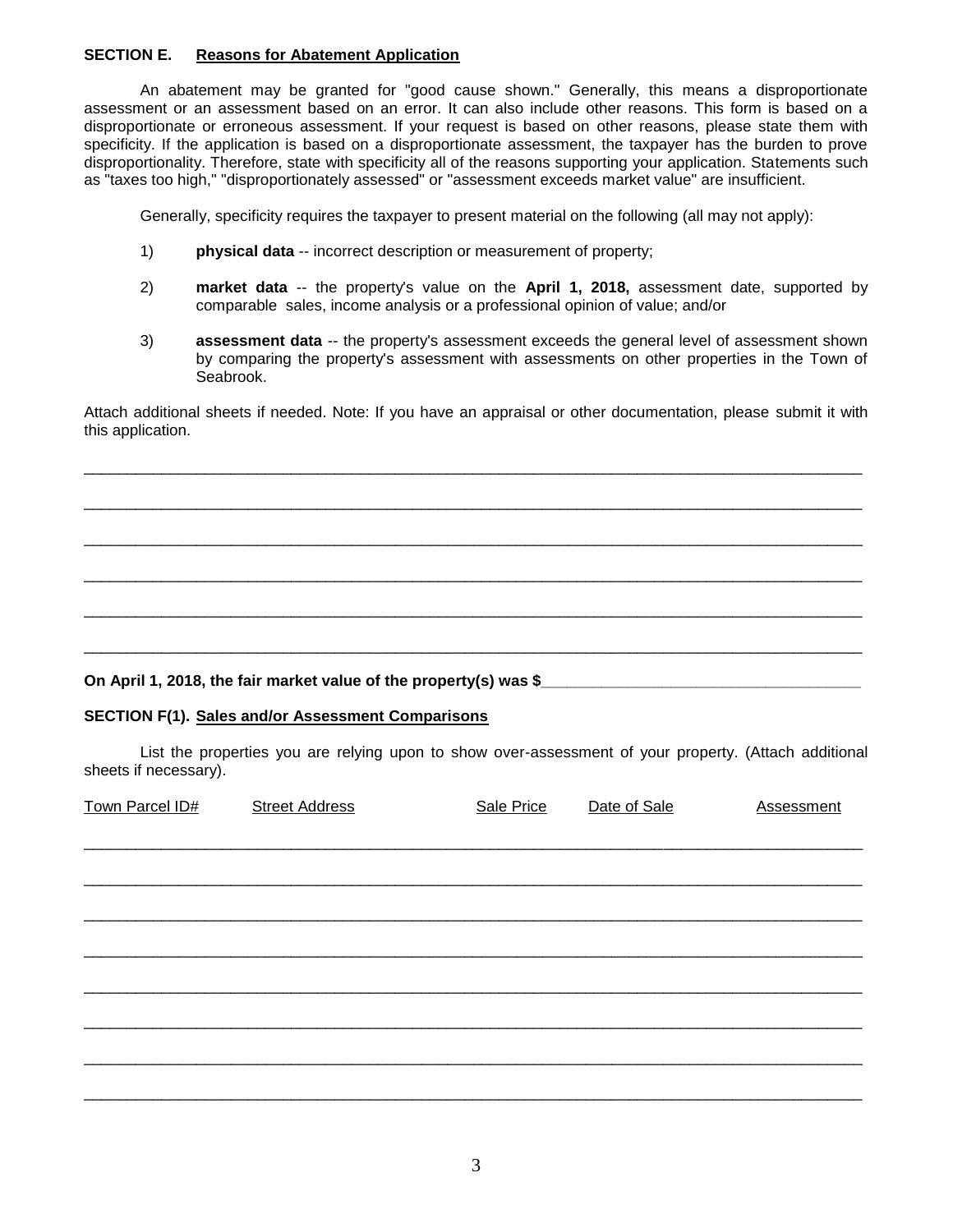**SECTION E. Reasons for Abatement Application**

An abatement may be granted for "good cause shown." Generally, this means a disproportionate assessment or an assessment based on an error. It can also include other reasons. This form is based on a disproportionate or erroneous assessment. If your request is based on other reasons, please state them with specificity. If the application is based on a disproportionate assessment, the taxpayer has the burden to prove disproportionality. Therefore, state with specificity all of the reasons supporting your application. Statements such as "taxes too high," "disproportionately assessed" or "assessment exceeds market value" are insufficient.

Generally, specificity requires the taxpayer to present material on the following (all may not apply):

1) **physical data** -- incorrect description or measurement of property;

2) **market data** -- the property's value on the **April 1, 2018,** assessment date, supported by comparable sales, income analysis or a professional opinion of value; and/or

3) **assessment data** -- the property's assessment exceeds the general level of assessment shown by comparing the property's assessment with assessments on other properties in the Town of Seabrook.

Attach additional sheets if needed. Note: If you have an appraisal or other documentation, please submit it with this application.

______________________________________________________________________________

______________________________________________________________________________

______________________________________________________________________________

______________________________________________________________________________

______________________________________________________________________________

______________________________________________________________________________

**On April 1, 2018, the fair market value of the property(s) was $______________________________**

**SECTION F(1). Sales and/or Assessment Comparisons**

List the properties you are relying upon to show over-assessment of your property. (Attach additional sheets if necessary).

| Town Parcel ID# | Street Address | Sale Price | Date of Sale | Assessment |
|---|---|---|---|---|
| | | | | |
| | | | | |
| | | | | |
| | | | | |
| | | | | |
| | | | | |
| | | | | |
| | | | | |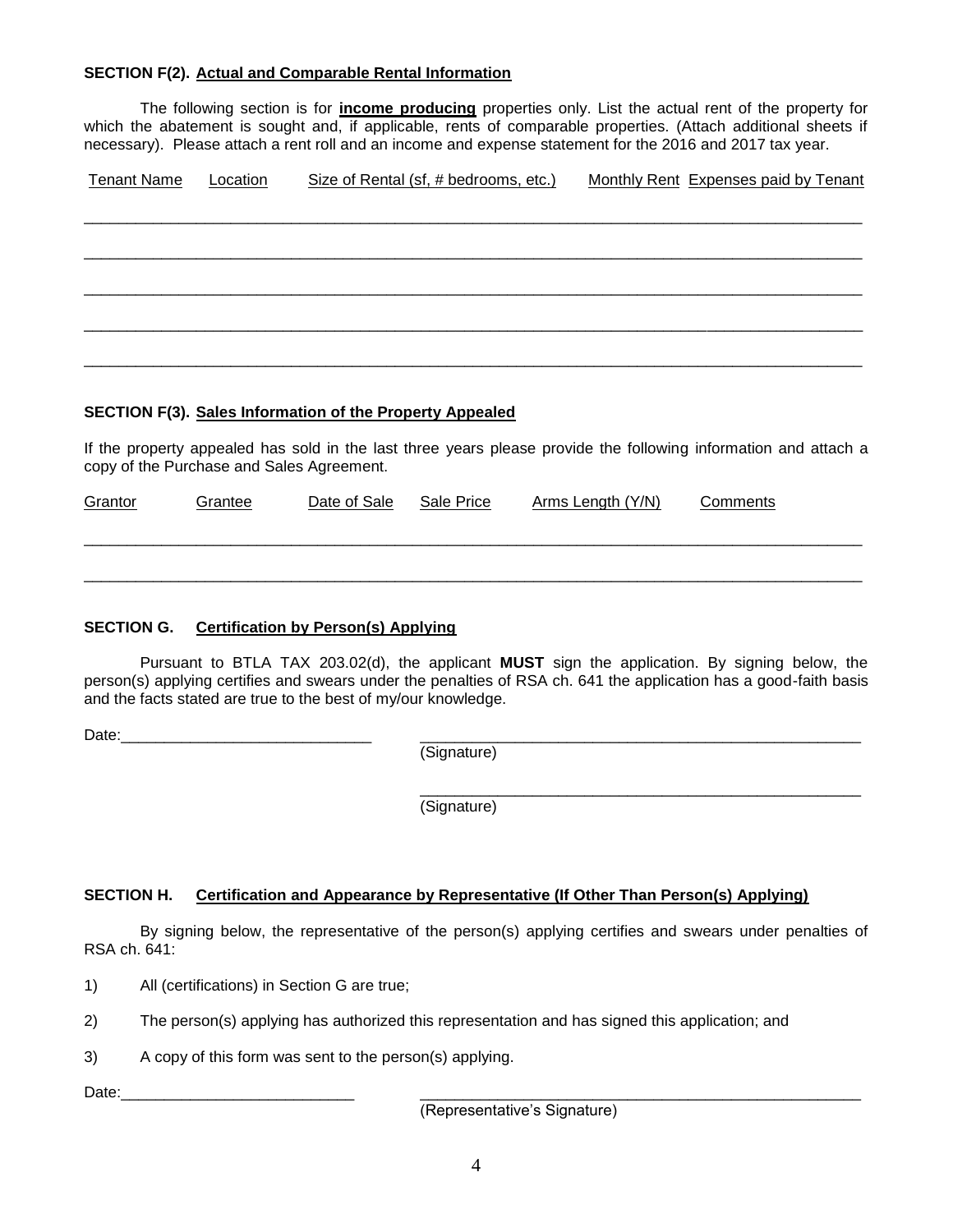**SECTION F(2). Actual and Comparable Rental Information**

The following section is for **income producing** properties only. List the actual rent of the property for which the abatement is sought and, if applicable, rents of comparable properties. (Attach additional sheets if necessary). Please attach a rent roll and an income and expense statement for the 2016 and 2017 tax year.

| Tenant Name | Location | Size of Rental (sf, # bedrooms, etc.) | Monthly Rent | Expenses paid by Tenant |
|---|---|---|---|---|
| | | | | |
| | | | | |
| | | | | |
| | | | | |
| | | | | |

**SECTION F(3). Sales Information of the Property Appealed**

If the property appealed has sold in the last three years please provide the following information and attach a copy of the Purchase and Sales Agreement.

| Grantor | Grantee | Date of Sale | Sale Price | Arms Length (Y/N) | Comments |
|---|---|---|---|---|---|
| | | | | | |
| | | | | | |

**SECTION G. Certification by Person(s) Applying**

Pursuant to BTLA TAX 203.02(d), the applicant **MUST** sign the application. By signing below, the person(s) applying certifies and swears under the penalties of RSA ch. 641 the application has a good-faith basis and the facts stated are true to the best of my/our knowledge.

Date:_____________________________ _____________________________________________________
(Signature)

_____________________________________________________
(Signature)

**SECTION H. Certification and Appearance by Representative (If Other Than Person(s) Applying)**

By signing below, the representative of the person(s) applying certifies and swears under penalties of RSA ch. 641:

1) All (certifications) in Section G are true;

2) The person(s) applying has authorized this representation and has signed this application; and

3) A copy of this form was sent to the person(s) applying.

Date:___________________________ _____________________________________________________
(Representative's Signature)